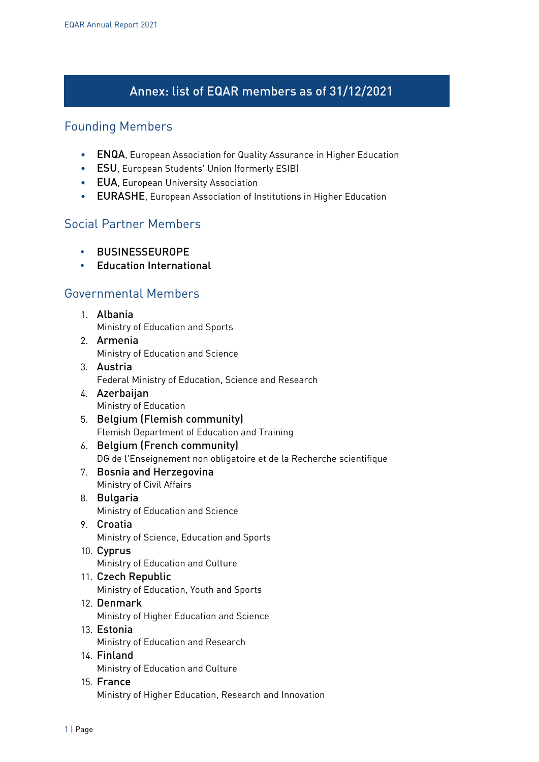# Annex: list of EQAR members as of 31/12/2021

## Founding Members

- **ENQA**, European Association for Quality Assurance in Higher Education
- **ESU**, European Students' Union (formerly ESIB)
- **EUA**, European University Association
- **EURASHE**, European Association of Institutions in Higher Education

## Social Partner Members

- **BUSINESSEUROPE**
- **Education International**

## Governmental Members

1. **Albania**
   Ministry of Education and Sports
2. **Armenia**
   Ministry of Education and Science
3. **Austria**
   Federal Ministry of Education, Science and Research
4. **Azerbaijan**
   Ministry of Education
5. **Belgium (Flemish community)**
   Flemish Department of Education and Training
6. **Belgium (French community)**
   DG de l'Enseignement non obligatoire et de la Recherche scientifique
7. **Bosnia and Herzegovina**
   Ministry of Civil Affairs
8. **Bulgaria**
   Ministry of Education and Science
9. **Croatia**
   Ministry of Science, Education and Sports
10. **Cyprus**
    Ministry of Education and Culture
11. **Czech Republic**
    Ministry of Education, Youth and Sports
12. **Denmark**
    Ministry of Higher Education and Science
13. **Estonia**
    Ministry of Education and Research
14. **Finland**
    Ministry of Education and Culture
15. **France**
    Ministry of Higher Education, Research and Innovation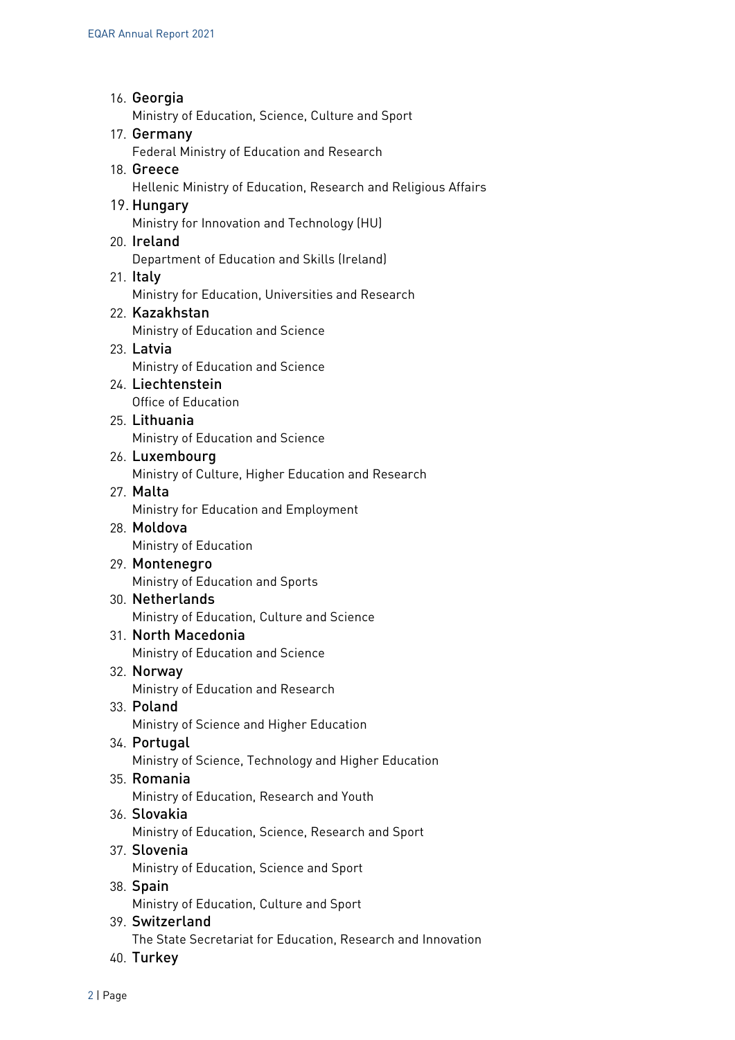16. **Georgia**
    Ministry of Education, Science, Culture and Sport
17. **Germany**
    Federal Ministry of Education and Research
18. **Greece**
    Hellenic Ministry of Education, Research and Religious Affairs
19. **Hungary**
    Ministry for Innovation and Technology (HU)
20. **Ireland**
    Department of Education and Skills (Ireland)
21. **Italy**
    Ministry for Education, Universities and Research
22. **Kazakhstan**
    Ministry of Education and Science
23. **Latvia**
    Ministry of Education and Science
24. **Liechtenstein**
    Office of Education
25. **Lithuania**
    Ministry of Education and Science
26. **Luxembourg**
    Ministry of Culture, Higher Education and Research
27. **Malta**
    Ministry for Education and Employment
28. **Moldova**
    Ministry of Education
29. **Montenegro**
    Ministry of Education and Sports
30. **Netherlands**
    Ministry of Education, Culture and Science
31. **North Macedonia**
    Ministry of Education and Science
32. **Norway**
    Ministry of Education and Research
33. **Poland**
    Ministry of Science and Higher Education
34. **Portugal**
    Ministry of Science, Technology and Higher Education
35. **Romania**
    Ministry of Education, Research and Youth
36. **Slovakia**
    Ministry of Education, Science, Research and Sport
37. **Slovenia**
    Ministry of Education, Science and Sport
38. **Spain**
    Ministry of Education, Culture and Sport
39. **Switzerland**
    The State Secretariat for Education, Research and Innovation
40. **Turkey**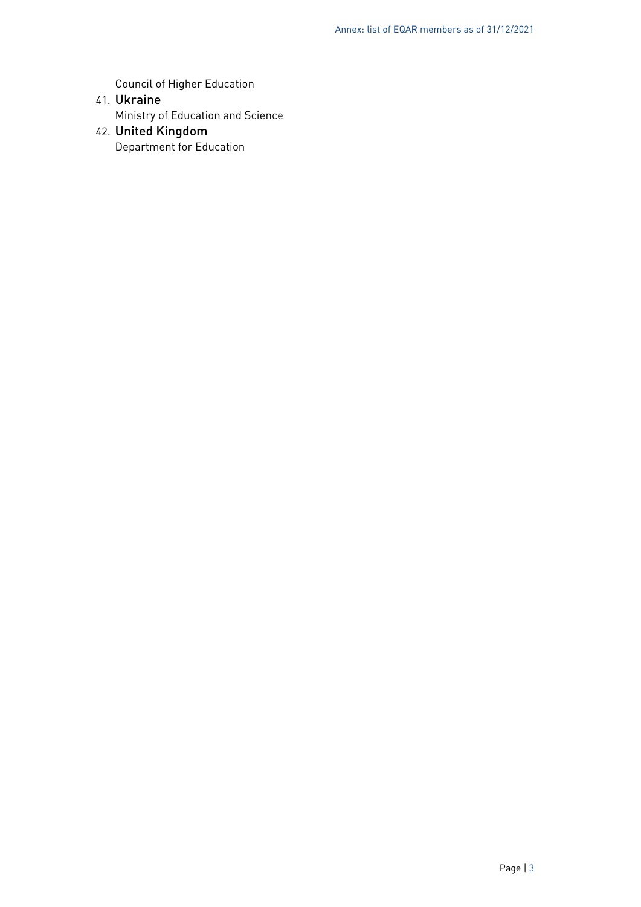Council of Higher Education

41. Ukraine
    Ministry of Education and Science
42. United Kingdom
    Department for Education